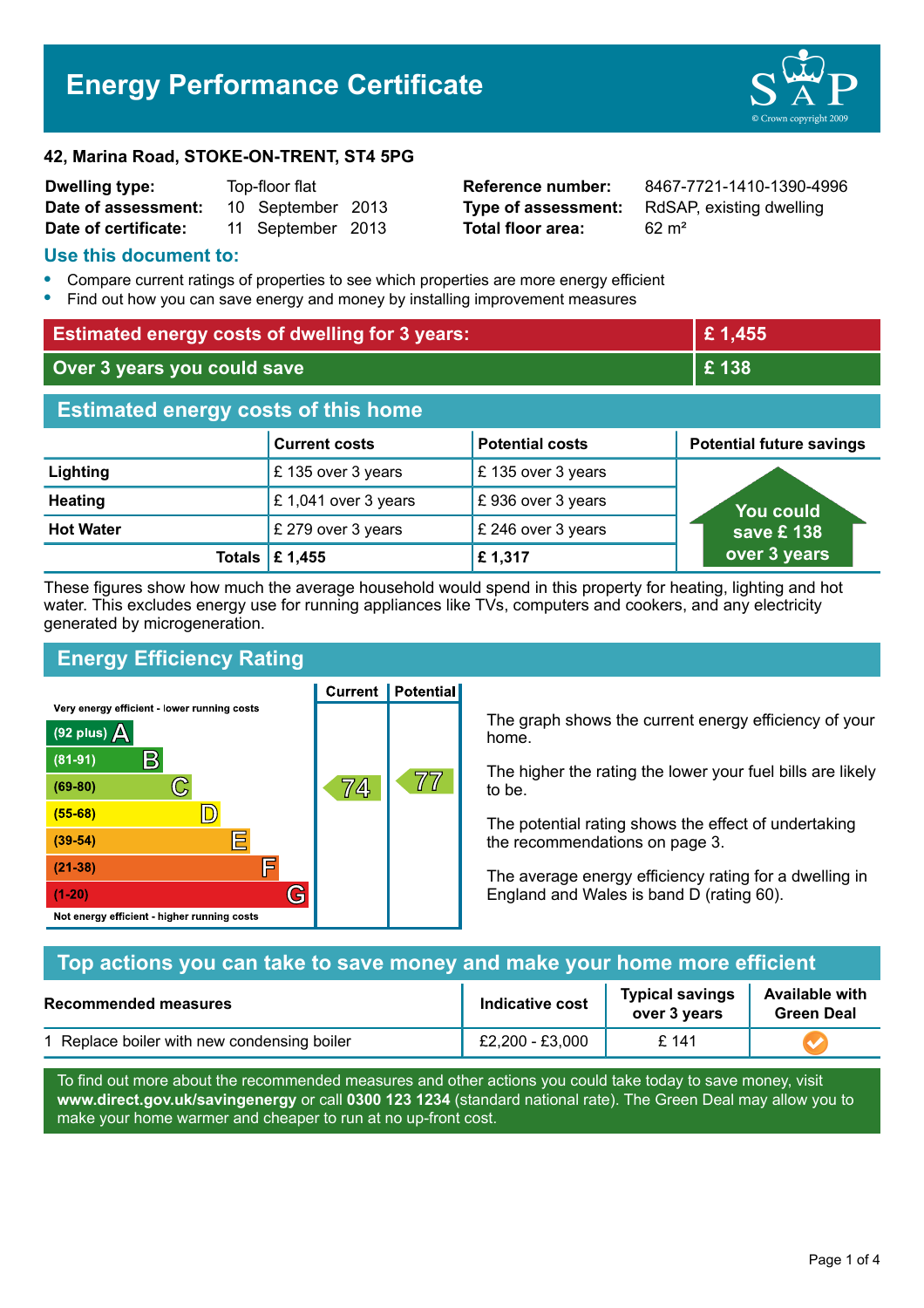# Energy Performance Certificate

SAP © Crown copyright 2009

**42, Marina Road, STOKE-ON-TRENT, ST4 5PG**

| | | | |
|---|---|---|---|
| **Dwelling type:** | Top-floor flat | **Reference number:** | 8467-7721-1410-1390-4996 |
| **Date of assessment:** | 10 September 2013 | **Type of assessment:** | RdSAP, existing dwelling |
| **Date of certificate:** | 11 September 2013 | **Total floor area:** | 62 m² |

## Use this document to:

- Compare current ratings of properties to see which properties are more energy efficient
- Find out how you can save energy and money by installing improvement measures

| | |
|---|---|
| **Estimated energy costs of dwelling for 3 years:** | **£ 1,455** |
| **Over 3 years you could save** | **£ 138** |

## Estimated energy costs of this home

| | Current costs | Potential costs | Potential future savings |
|---|---|---|---|
| **Lighting** | £ 135 over 3 years | £ 135 over 3 years | You could save £ 138 over 3 years |
| **Heating** | £ 1,041 over 3 years | £ 936 over 3 years | |
| **Hot Water** | £ 279 over 3 years | £ 246 over 3 years | |
| **Totals** | **£ 1,455** | **£ 1,317** | |

These figures show how much the average household would spend in this property for heating, lighting and hot water. This excludes energy use for running appliances like TVs, computers and cookers, and any electricity generated by microgeneration.

## Energy Efficiency Rating

Current | Potential

Very energy efficient - lower running costs

(92 plus) A

(81-91) B

(69-80) C

(55-68) D

(39-54) E

(21-38) F

(1-20) G

Not energy efficient - higher running costs

74

77

The graph shows the current energy efficiency of your home.

The higher the rating the lower your fuel bills are likely to be.

The potential rating shows the effect of undertaking the recommendations on page 3.

The average energy efficiency rating for a dwelling in England and Wales is band D (rating 60).

## Top actions you can take to save money and make your home more efficient

| Recommended measures | Indicative cost | Typical savings over 3 years | Available with Green Deal |
|---|---|---|---|
| 1 Replace boiler with new condensing boiler | £2,200 - £3,000 | £ 141 | ✓ |

To find out more about the recommended measures and other actions you could take today to save money, visit **www.direct.gov.uk/savingenergy** or call **0300 123 1234** (standard national rate). The Green Deal may allow you to make your home warmer and cheaper to run at no up-front cost.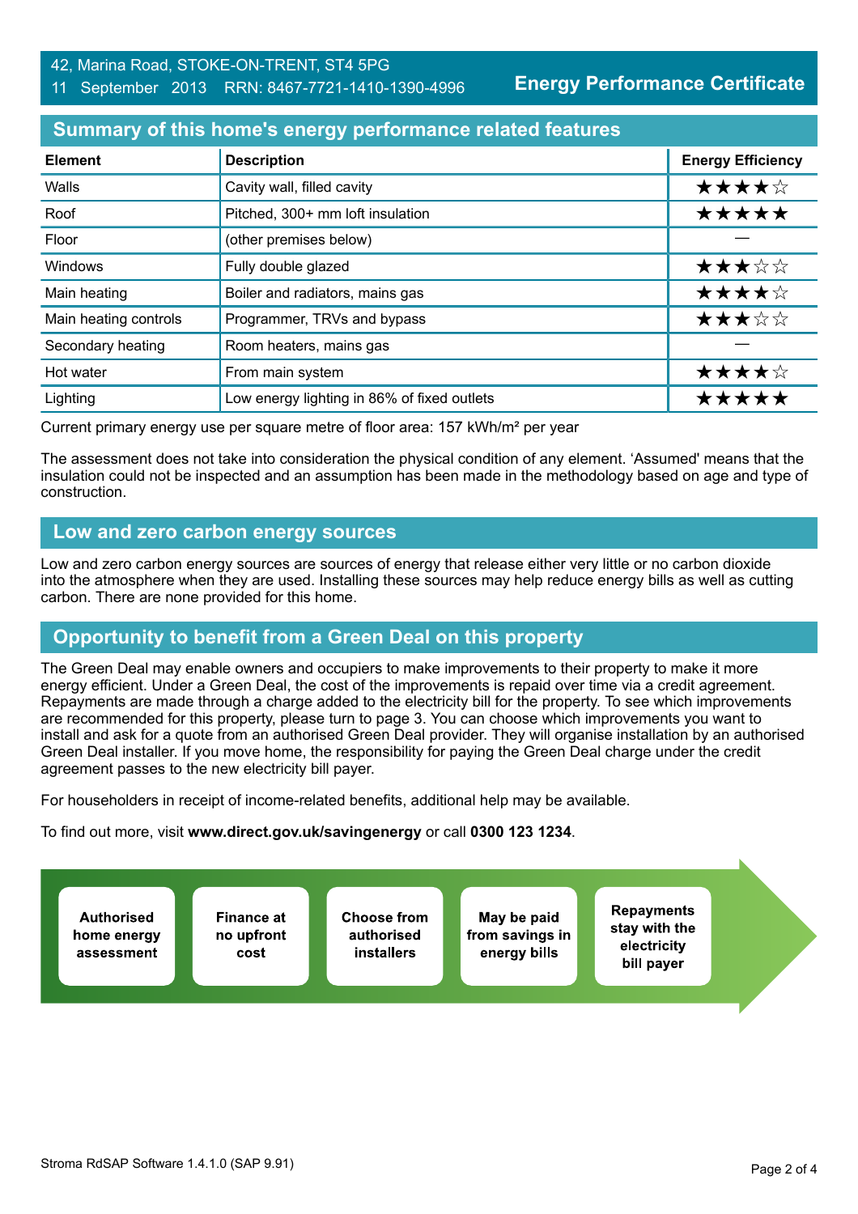42, Marina Road, STOKE-ON-TRENT, ST4 5PG
11 September 2013 RRN: 8467-7721-1410-1390-4996

**Energy Performance Certificate**

## Summary of this home's energy performance related features

| Element | Description | Energy Efficiency |
|---|---|---|
| Walls | Cavity wall, filled cavity | ★★★★☆ |
| Roof | Pitched, 300+ mm loft insulation | ★★★★★ |
| Floor | (other premises below) | — |
| Windows | Fully double glazed | ★★★☆☆ |
| Main heating | Boiler and radiators, mains gas | ★★★★☆ |
| Main heating controls | Programmer, TRVs and bypass | ★★★☆☆ |
| Secondary heating | Room heaters, mains gas | — |
| Hot water | From main system | ★★★★☆ |
| Lighting | Low energy lighting in 86% of fixed outlets | ★★★★★ |

Current primary energy use per square metre of floor area: 157 kWh/m² per year

The assessment does not take into consideration the physical condition of any element. 'Assumed' means that the insulation could not be inspected and an assumption has been made in the methodology based on age and type of construction.

## Low and zero carbon energy sources

Low and zero carbon energy sources are sources of energy that release either very little or no carbon dioxide into the atmosphere when they are used. Installing these sources may help reduce energy bills as well as cutting carbon. There are none provided for this home.

## Opportunity to benefit from a Green Deal on this property

The Green Deal may enable owners and occupiers to make improvements to their property to make it more energy efficient. Under a Green Deal, the cost of the improvements is repaid over time via a credit agreement. Repayments are made through a charge added to the electricity bill for the property. To see which improvements are recommended for this property, please turn to page 3. You can choose which improvements you want to install and ask for a quote from an authorised Green Deal provider. They will organise installation by an authorised Green Deal installer. If you move home, the responsibility for paying the Green Deal charge under the credit agreement passes to the new electricity bill payer.

For householders in receipt of income-related benefits, additional help may be available.

To find out more, visit **www.direct.gov.uk/savingenergy** or call **0300 123 1234**.

**Authorised home energy assessment**

**Finance at no upfront cost**

**Choose from authorised installers**

**May be paid from savings in energy bills**

**Repayments stay with the electricity bill payer**

Stroma RdSAP Software 1.4.1.0 (SAP 9.91)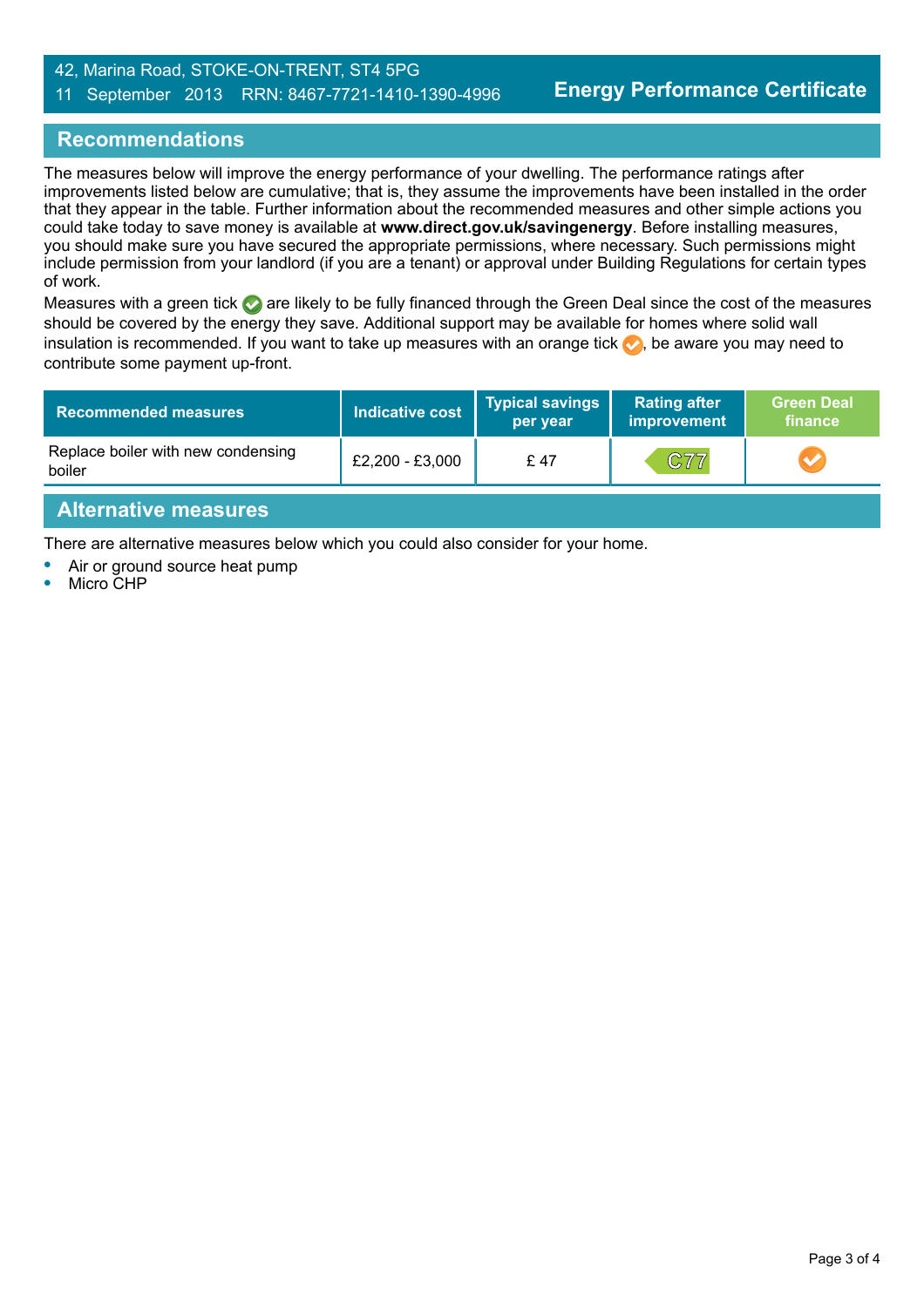## Recommendations

The measures below will improve the energy performance of your dwelling. The performance ratings after improvements listed below are cumulative; that is, they assume the improvements have been installed in the order that they appear in the table. Further information about the recommended measures and other simple actions you could take today to save money is available at **www.direct.gov.uk/savingenergy**. Before installing measures, you should make sure you have secured the appropriate permissions, where necessary. Such permissions might include permission from your landlord (if you are a tenant) or approval under Building Regulations for certain types of work.

Measures with a green tick are likely to be fully financed through the Green Deal since the cost of the measures should be covered by the energy they save. Additional support may be available for homes where solid wall insulation is recommended. If you want to take up measures with an orange tick, be aware you may need to contribute some payment up-front.

| Recommended measures | Indicative cost | Typical savings per year | Rating after improvement | Green Deal finance |
|---|---|---|---|---|
| Replace boiler with new condensing boiler | £2,200 - £3,000 | £ 47 | C77 | Orange tick |

## Alternative measures

There are alternative measures below which you could also consider for your home.

- Air or ground source heat pump
- Micro CHP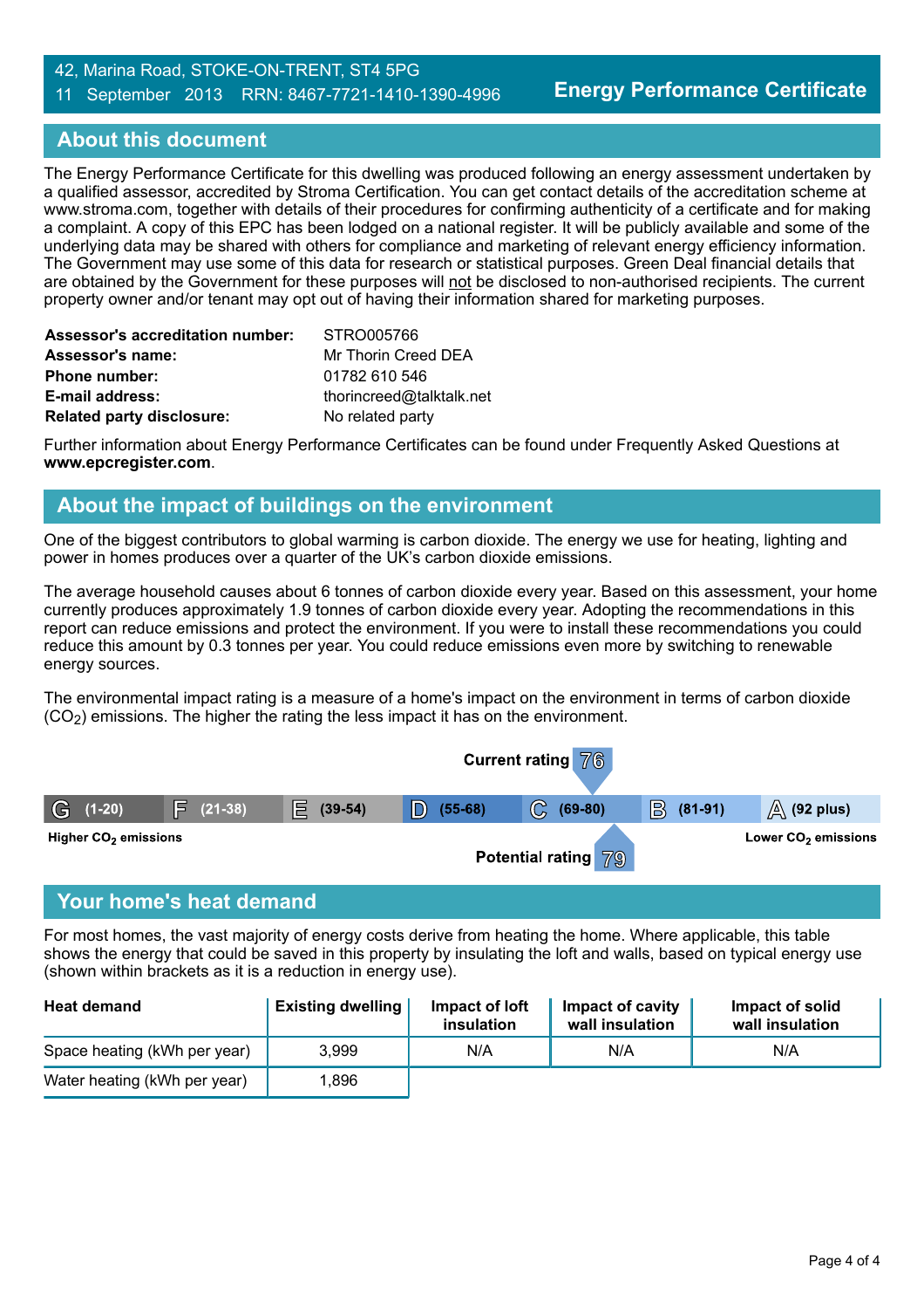42, Marina Road, STOKE-ON-TRENT, ST4 5PG
11 September 2013 RRN: 8467-7721-1410-1390-4996

**Energy Performance Certificate**

## About this document

The Energy Performance Certificate for this dwelling was produced following an energy assessment undertaken by a qualified assessor, accredited by Stroma Certification. You can get contact details of the accreditation scheme at www.stroma.com, together with details of their procedures for confirming authenticity of a certificate and for making a complaint. A copy of this EPC has been lodged on a national register. It will be publicly available and some of the underlying data may be shared with others for compliance and marketing of relevant energy efficiency information. The Government may use some of this data for research or statistical purposes. Green Deal financial details that are obtained by the Government for these purposes will not be disclosed to non-authorised recipients. The current property owner and/or tenant may opt out of having their information shared for marketing purposes.

| | |
|---|---|
| **Assessor's accreditation number:** | STRO005766 |
| **Assessor's name:** | Mr Thorin Creed DEA |
| **Phone number:** | 01782 610 546 |
| **E-mail address:** | thorincreed@talktalk.net |
| **Related party disclosure:** | No related party |

Further information about Energy Performance Certificates can be found under Frequently Asked Questions at **www.epcregister.com**.

## About the impact of buildings on the environment

One of the biggest contributors to global warming is carbon dioxide. The energy we use for heating, lighting and power in homes produces over a quarter of the UK's carbon dioxide emissions.

The average household causes about 6 tonnes of carbon dioxide every year. Based on this assessment, your home currently produces approximately 1.9 tonnes of carbon dioxide every year. Adopting the recommendations in this report can reduce emissions and protect the environment. If you were to install these recommendations you could reduce this amount by 0.3 tonnes per year. You could reduce emissions even more by switching to renewable energy sources.

The environmental impact rating is a measure of a home's impact on the environment in terms of carbon dioxide ($CO_2$) emissions. The higher the rating the less impact it has on the environment.

Current rating 76

G (1-20)
F (21-38)
E (39-54)
D (55-68)
C (69-80)
B (81-91)
A (92 plus)

Higher $CO_2$ emissions
Lower $CO_2$ emissions

Potential rating 79

## Your home's heat demand

For most homes, the vast majority of energy costs derive from heating the home. Where applicable, this table shows the energy that could be saved in this property by insulating the loft and walls, based on typical energy use (shown within brackets as it is a reduction in energy use).

| Heat demand | Existing dwelling | Impact of loft insulation | Impact of cavity wall insulation | Impact of solid wall insulation |
|---|---|---|---|---|
| Space heating (kWh per year) | 3,999 | N/A | N/A | N/A |
| Water heating (kWh per year) | 1,896 | | | |